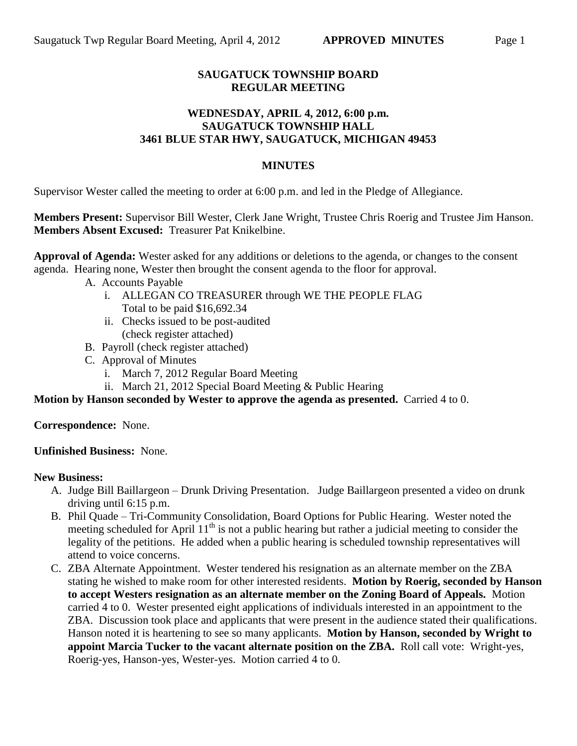# SAUGATUCK TOWNSHIP BOARD
# REGULAR MEETING

## WEDNESDAY, APRIL 4, 2012, 6:00 p.m.
## SAUGATUCK TOWNSHIP HALL
## 3461 BLUE STAR HWY, SAUGATUCK, MICHIGAN 49453

## MINUTES

Supervisor Wester called the meeting to order at 6:00 p.m. and led in the Pledge of Allegiance.

**Members Present:** Supervisor Bill Wester, Clerk Jane Wright, Trustee Chris Roerig and Trustee Jim Hanson.
**Members Absent Excused:** Treasurer Pat Knikelbine.

**Approval of Agenda:** Wester asked for any additions or deletions to the agenda, or changes to the consent agenda. Hearing none, Wester then brought the consent agenda to the floor for approval.

A. Accounts Payable
   i. ALLEGAN CO TREASURER through WE THE PEOPLE FLAG
      Total to be paid $16,692.34
   ii. Checks issued to be post-audited
      (check register attached)
B. Payroll (check register attached)
C. Approval of Minutes
   i. March 7, 2012 Regular Board Meeting
   ii. March 21, 2012 Special Board Meeting & Public Hearing

**Motion by Hanson seconded by Wester to approve the agenda as presented.** Carried 4 to 0.

**Correspondence:** None.

**Unfinished Business:** None.

**New Business:**

A. Judge Bill Baillargeon – Drunk Driving Presentation. Judge Baillargeon presented a video on drunk driving until 6:15 p.m.
B. Phil Quade – Tri-Community Consolidation, Board Options for Public Hearing. Wester noted the meeting scheduled for April 11th is not a public hearing but rather a judicial meeting to consider the legality of the petitions. He added when a public hearing is scheduled township representatives will attend to voice concerns.
C. ZBA Alternate Appointment. Wester tendered his resignation as an alternate member on the ZBA stating he wished to make room for other interested residents. **Motion by Roerig, seconded by Hanson to accept Westers resignation as an alternate member on the Zoning Board of Appeals.** Motion carried 4 to 0. Wester presented eight applications of individuals interested in an appointment to the ZBA. Discussion took place and applicants that were present in the audience stated their qualifications. Hanson noted it is heartening to see so many applicants. **Motion by Hanson, seconded by Wright to appoint Marcia Tucker to the vacant alternate position on the ZBA.** Roll call vote: Wright-yes, Roerig-yes, Hanson-yes, Wester-yes. Motion carried 4 to 0.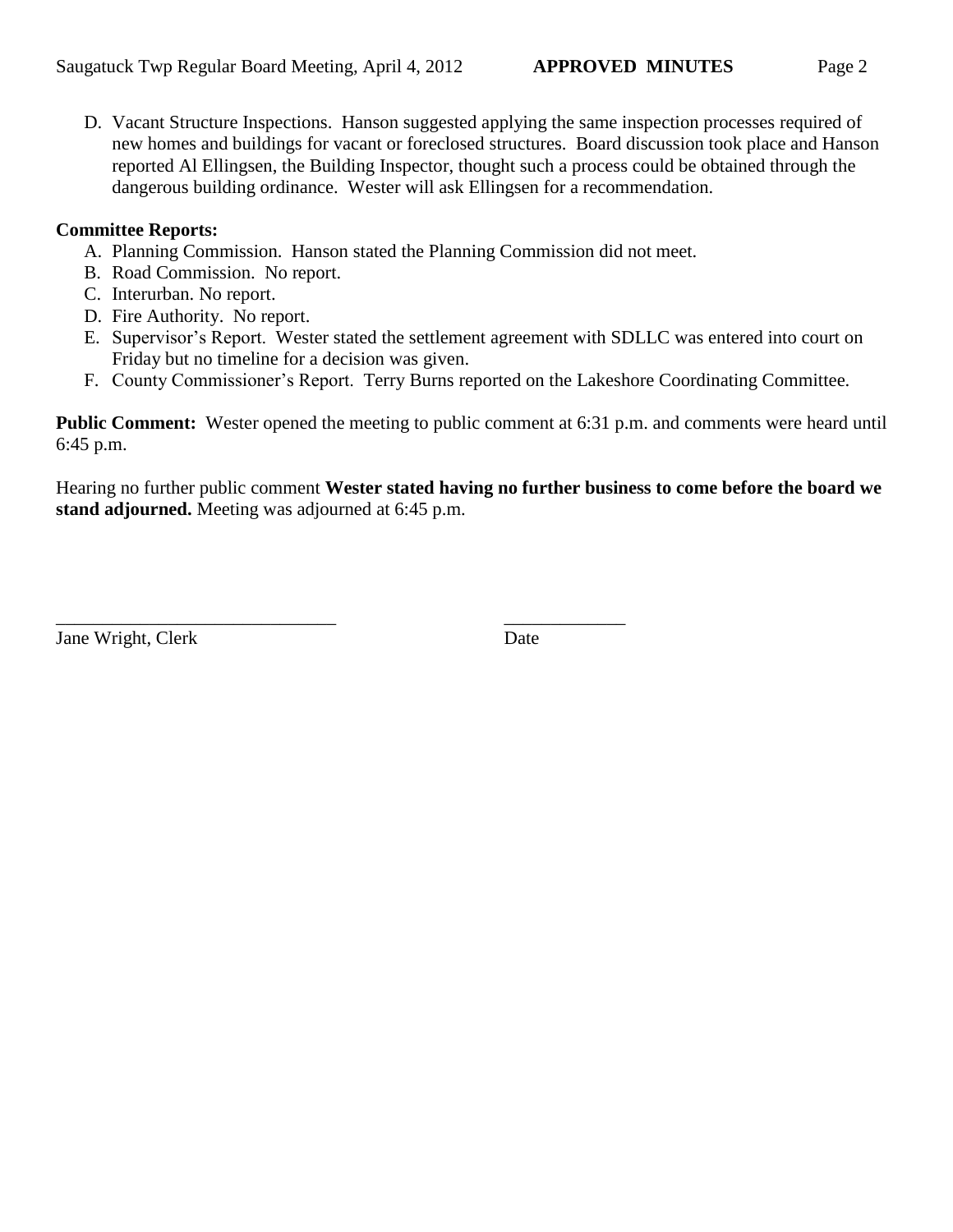D. Vacant Structure Inspections. Hanson suggested applying the same inspection processes required of new homes and buildings for vacant or foreclosed structures. Board discussion took place and Hanson reported Al Ellingsen, the Building Inspector, thought such a process could be obtained through the dangerous building ordinance. Wester will ask Ellingsen for a recommendation.

**Committee Reports:**

A. Planning Commission. Hanson stated the Planning Commission did not meet.
B. Road Commission. No report.
C. Interurban. No report.
D. Fire Authority. No report.
E. Supervisor's Report. Wester stated the settlement agreement with SDLLC was entered into court on Friday but no timeline for a decision was given.
F. County Commissioner's Report. Terry Burns reported on the Lakeshore Coordinating Committee.

**Public Comment:** Wester opened the meeting to public comment at 6:31 p.m. and comments were heard until 6:45 p.m.

Hearing no further public comment **Wester stated having no further business to come before the board we stand adjourned.** Meeting was adjourned at 6:45 p.m.

______________________________ _____________

Jane Wright, Clerk Date